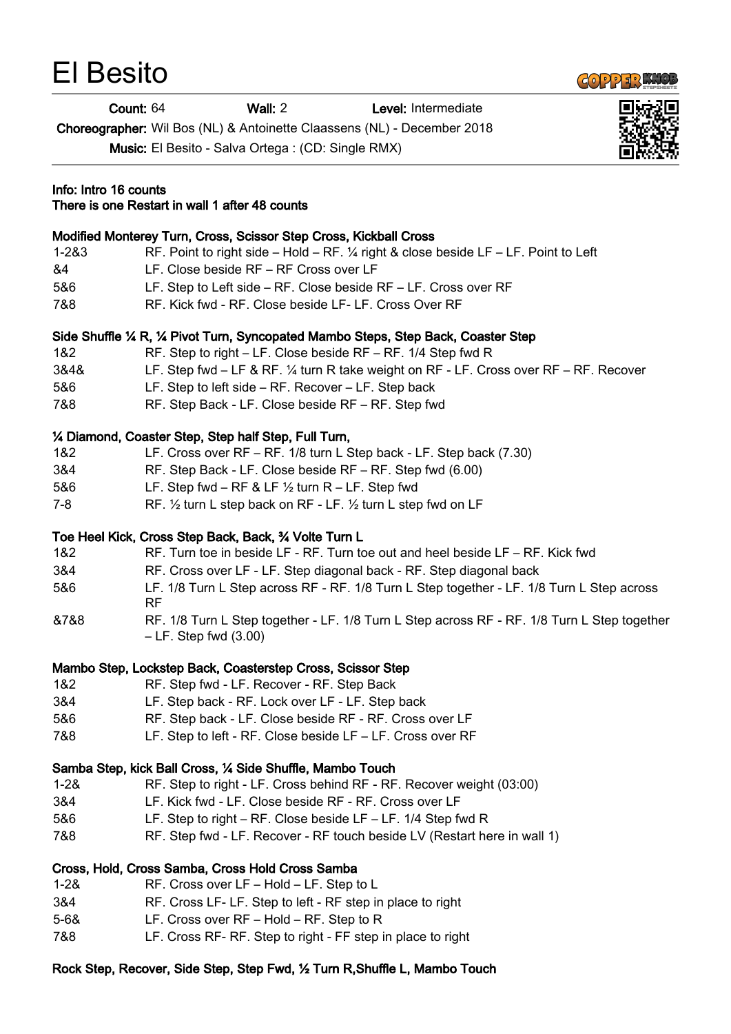# El Besito

**Count:** 64 **Wall:** 2 **Level:** Intermediate

**Choreographer:** Wil Bos (NL) & Antoinette Claassens (NL) - December 2018

**Music:** El Besito - Salva Ortega : (CD: Single RMX)

**Info: Intro 16 counts**
**There is one Restart in wall 1 after 48 counts**

**Modified Monterey Turn, Cross, Scissor Step Cross, Kickball Cross**

| | |
|---|---|
| 1-2&3 | RF. Point to right side – Hold – RF. ¼ right & close beside LF – LF. Point to Left |
| &4 | LF. Close beside RF – RF Cross over LF |
| 5&6 | LF. Step to Left side – RF. Close beside RF – LF. Cross over RF |
| 7&8 | RF. Kick fwd - RF. Close beside LF- LF. Cross Over RF |

**Side Shuffle ¼ R, ¼ Pivot Turn, Syncopated Mambo Steps, Step Back, Coaster Step**

| | |
|---|---|
| 1&2 | RF. Step to right – LF. Close beside RF – RF. 1/4 Step fwd R |
| 3&4& | LF. Step fwd – LF & RF. ¼ turn R take weight on RF - LF. Cross over RF – RF. Recover |
| 5&6 | LF. Step to left side – RF. Recover – LF. Step back |
| 7&8 | RF. Step Back - LF. Close beside RF – RF. Step fwd |

**¼ Diamond, Coaster Step, Step half Step, Full Turn,**

| | |
|---|---|
| 1&2 | LF. Cross over RF – RF. 1/8 turn L Step back - LF. Step back (7.30) |
| 3&4 | RF. Step Back - LF. Close beside RF – RF. Step fwd (6.00) |
| 5&6 | LF. Step fwd – RF & LF ½ turn R – LF. Step fwd |
| 7-8 | RF. ½ turn L step back on RF - LF. ½ turn L step fwd on LF |

**Toe Heel Kick, Cross Step Back, Back, ¾ Volte Turn L**

| | |
|---|---|
| 1&2 | RF. Turn toe in beside LF - RF. Turn toe out and heel beside LF – RF. Kick fwd |
| 3&4 | RF. Cross over LF - LF. Step diagonal back - RF. Step diagonal back |
| 5&6 | LF. 1/8 Turn L Step across RF - RF. 1/8 Turn L Step together - LF. 1/8 Turn L Step across RF |
| &7&8 | RF. 1/8 Turn L Step together - LF. 1/8 Turn L Step across RF - RF. 1/8 Turn L Step together – LF. Step fwd (3.00) |

**Mambo Step, Lockstep Back, Coasterstep Cross, Scissor Step**

| | |
|---|---|
| 1&2 | RF. Step fwd - LF. Recover - RF. Step Back |
| 3&4 | LF. Step back - RF. Lock over LF - LF. Step back |
| 5&6 | RF. Step back - LF. Close beside RF - RF. Cross over LF |
| 7&8 | LF. Step to left - RF. Close beside LF – LF. Cross over RF |

**Samba Step, kick Ball Cross, ¼ Side Shuffle, Mambo Touch**

| | |
|---|---|
| 1-2& | RF. Step to right - LF. Cross behind RF - RF. Recover weight (03:00) |
| 3&4 | LF. Kick fwd - LF. Close beside RF - RF. Cross over LF |
| 5&6 | LF. Step to right – RF. Close beside LF – LF. 1/4 Step fwd R |
| 7&8 | RF. Step fwd - LF. Recover - RF touch beside LV (Restart here in wall 1) |

**Cross, Hold, Cross Samba, Cross Hold Cross Samba**

| | |
|---|---|
| 1-2& | RF. Cross over LF – Hold – LF. Step to L |
| 3&4 | RF. Cross LF- LF. Step to left - RF step in place to right |
| 5-6& | LF. Cross over RF – Hold – RF. Step to R |
| 7&8 | LF. Cross RF- RF. Step to right - FF step in place to right |

**Rock Step, Recover, Side Step, Step Fwd, ½ Turn R,Shuffle L, Mambo Touch**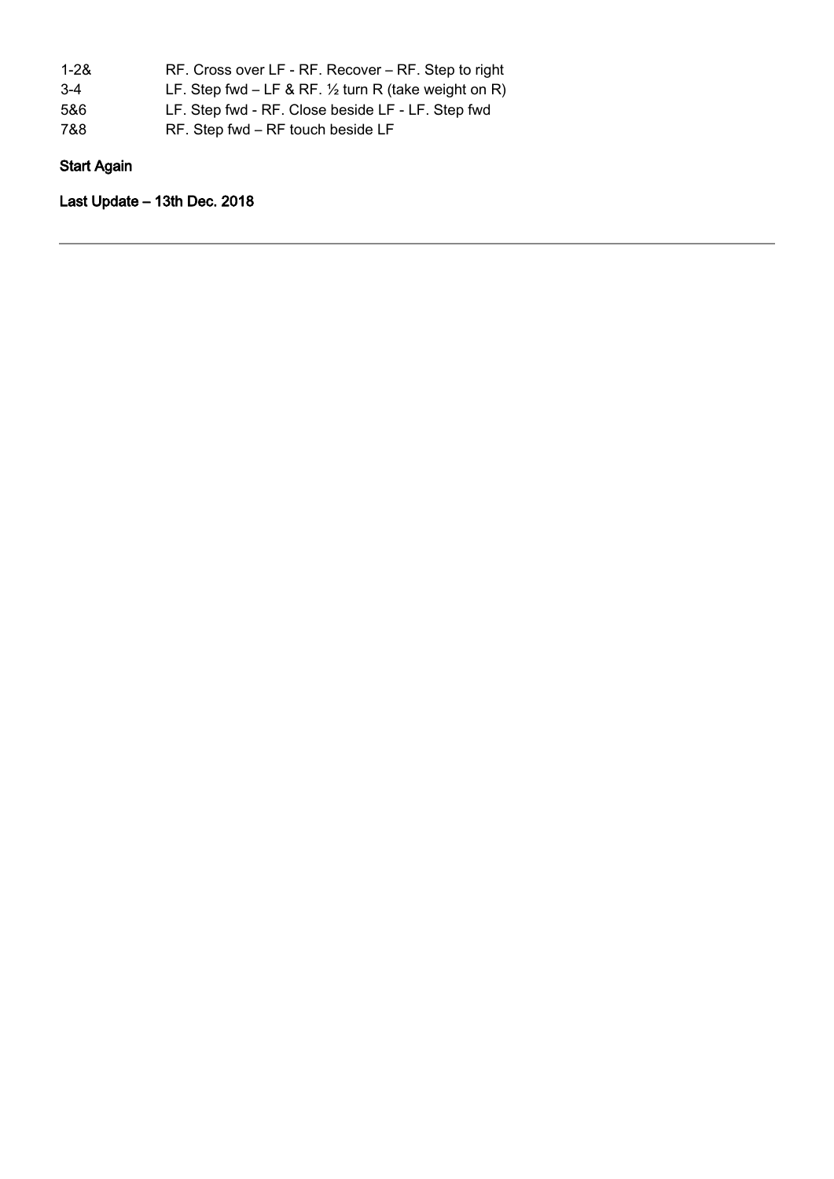| | |
|---|---|
| 1-2& | RF. Cross over LF - RF. Recover – RF. Step to right |
| 3-4 | LF. Step fwd – LF & RF. ½ turn R (take weight on R) |
| 5&6 | LF. Step fwd - RF. Close beside LF - LF. Step fwd |
| 7&8 | RF. Step fwd – RF touch beside LF |

**Start Again**

**Last Update – 13th Dec. 2018**

---